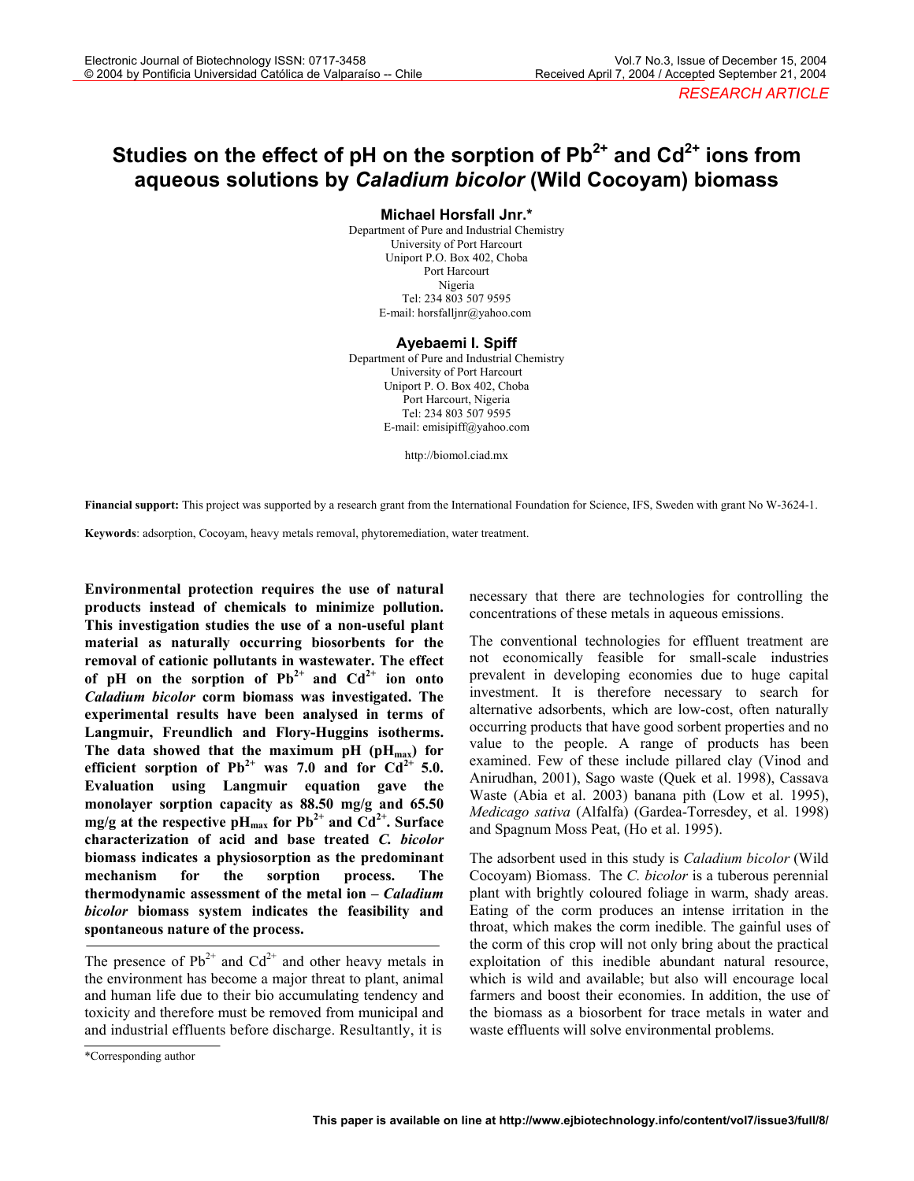RESEARCH ARTICLE

# Studies on the effect of pH on the sorption of $Pb^{2+}$ and $Cd^{2+}$ ions from aqueous solutions by *Caladium bicolor* (Wild Cocoyam) biomass

**Michael Horsfall Jnr.***

Department of Pure and Industrial Chemistry
University of Port Harcourt
Uniport P.O. Box 402, Choba
Port Harcourt
Nigeria
Tel: 234 803 507 9595
E-mail: horsfalljnr@yahoo.com

**Ayebaemi I. Spiff**

Department of Pure and Industrial Chemistry
University of Port Harcourt
Uniport P. O. Box 402, Choba
Port Harcourt, Nigeria
Tel: 234 803 507 9595
E-mail: emisipiff@yahoo.com

http://biomol.ciad.mx

**Financial support:** This project was supported by a research grant from the International Foundation for Science, IFS, Sweden with grant No W-3624-1.

**Keywords**: adsorption, Cocoyam, heavy metals removal, phytoremediation, water treatment.

**Environmental protection requires the use of natural products instead of chemicals to minimize pollution. This investigation studies the use of a non-useful plant material as naturally occurring biosorbents for the removal of cationic pollutants in wastewater. The effect of pH on the sorption of $Pb^{2+}$ and $Cd^{2+}$ ion onto *Caladium bicolor* corm biomass was investigated. The experimental results have been analysed in terms of Langmuir, Freundlich and Flory-Huggins isotherms. The data showed that the maximum pH ($pH_{max}$) for efficient sorption of $Pb^{2+}$ was 7.0 and for $Cd^{2+}$ 5.0. Evaluation using Langmuir equation gave the monolayer sorption capacity as 88.50 mg/g and 65.50 mg/g at the respective $pH_{max}$ for $Pb^{2+}$ and $Cd^{2+}$. Surface characterization of acid and base treated *C. bicolor* biomass indicates a physiosorption as the predominant mechanism for the sorption process. The thermodynamic assessment of the metal ion – *Caladium bicolor* biomass system indicates the feasibility and spontaneous nature of the process.**

The presence of $Pb^{2+}$ and $Cd^{2+}$ and other heavy metals in the environment has become a major threat to plant, animal and human life due to their bio accumulating tendency and toxicity and therefore must be removed from municipal and and industrial effluents before discharge. Resultantly, it is necessary that there are technologies for controlling the concentrations of these metals in aqueous emissions.

The conventional technologies for effluent treatment are not economically feasible for small-scale industries prevalent in developing economies due to huge capital investment. It is therefore necessary to search for alternative adsorbents, which are low-cost, often naturally occurring products that have good sorbent properties and no value to the people. A range of products has been examined. Few of these include pillared clay (Vinod and Anirudhan, 2001), Sago waste (Quek et al. 1998), Cassava Waste (Abia et al. 2003) banana pith (Low et al. 1995), *Medicago sativa* (Alfalfa) (Gardea-Torresdey, et al. 1998) and Spagnum Moss Peat, (Ho et al. 1995).

The adsorbent used in this study is *Caladium bicolor* (Wild Cocoyam) Biomass. The *C. bicolor* is a tuberous perennial plant with brightly coloured foliage in warm, shady areas. Eating of the corm produces an intense irritation in the throat, which makes the corm inedible. The gainful uses of the corm of this crop will not only bring about the practical exploitation of this inedible abundant natural resource, which is wild and available; but also will encourage local farmers and boost their economies. In addition, the use of the biomass as a biosorbent for trace metals in water and waste effluents will solve environmental problems.

*Corresponding author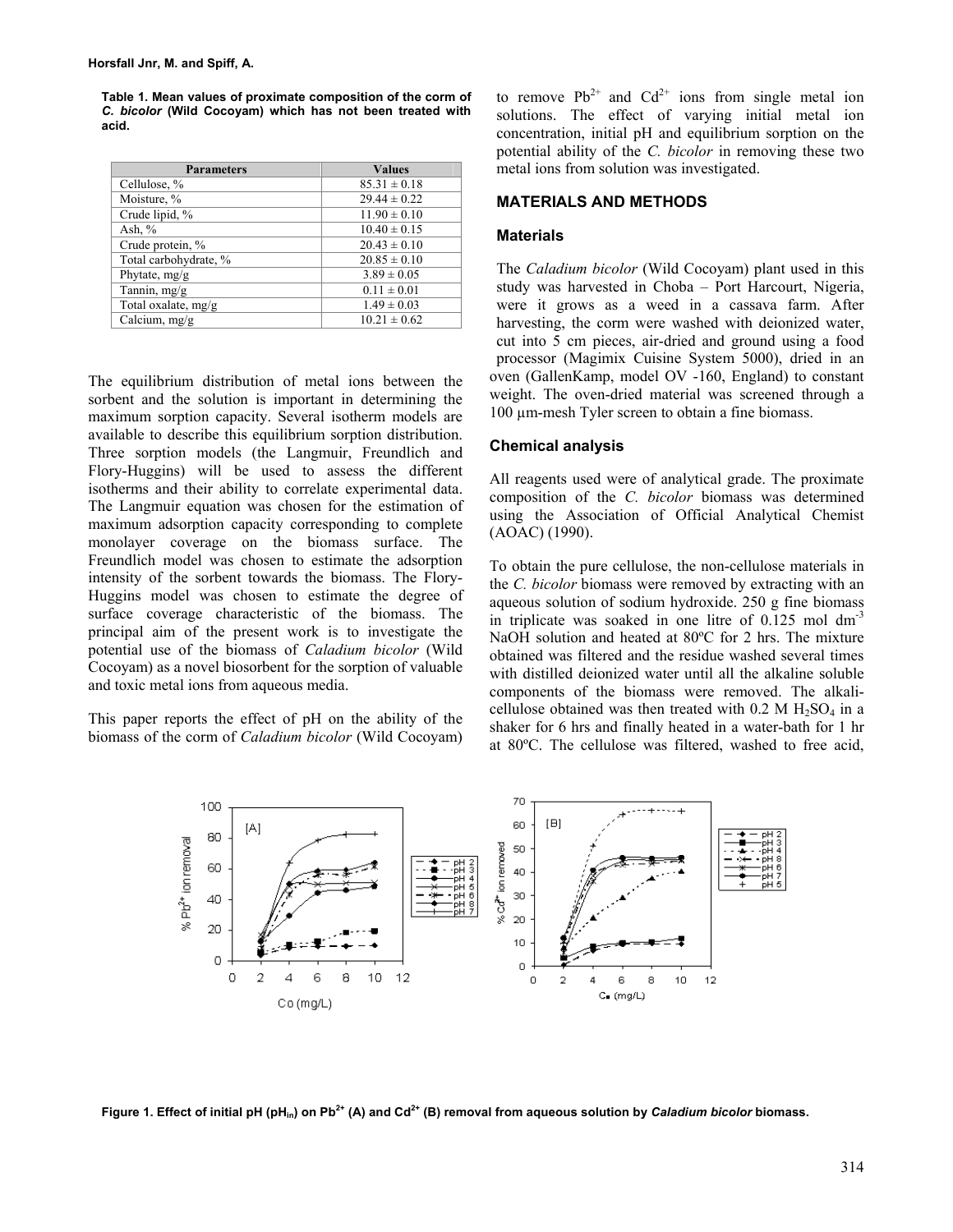**Table 1. Mean values of proximate composition of the corm of *C. bicolor* (Wild Cocoyam) which has not been treated with acid.**

| Parameters | Values |
|---|---|
| Cellulose, % | 85.31 ± 0.18 |
| Moisture, % | 29.44 ± 0.22 |
| Crude lipid, % | 11.90 ± 0.10 |
| Ash, % | 10.40 ± 0.15 |
| Crude protein, % | 20.43 ± 0.10 |
| Total carbohydrate, % | 20.85 ± 0.10 |
| Phytate, mg/g | 3.89 ± 0.05 |
| Tannin, mg/g | 0.11 ± 0.01 |
| Total oxalate, mg/g | 1.49 ± 0.03 |
| Calcium, mg/g | 10.21 ± 0.62 |

The equilibrium distribution of metal ions between the sorbent and the solution is important in determining the maximum sorption capacity. Several isotherm models are available to describe this equilibrium sorption distribution. Three sorption models (the Langmuir, Freundlich and Flory-Huggins) will be used to assess the different isotherms and their ability to correlate experimental data. The Langmuir equation was chosen for the estimation of maximum adsorption capacity corresponding to complete monolayer coverage on the biomass surface. The Freundlich model was chosen to estimate the adsorption intensity of the sorbent towards the biomass. The Flory-Huggins model was chosen to estimate the degree of surface coverage characteristic of the biomass. The principal aim of the present work is to investigate the potential use of the biomass of *Caladium bicolor* (Wild Cocoyam) as a novel biosorbent for the sorption of valuable and toxic metal ions from aqueous media.

This paper reports the effect of pH on the ability of the biomass of the corm of *Caladium bicolor* (Wild Cocoyam) to remove $Pb^{2+}$ and $Cd^{2+}$ ions from single metal ion solutions. The effect of varying initial metal ion concentration, initial pH and equilibrium sorption on the potential ability of the *C. bicolor* in removing these two metal ions from solution was investigated.

## MATERIALS AND METHODS

### Materials

The *Caladium bicolor* (Wild Cocoyam) plant used in this study was harvested in Choba – Port Harcourt, Nigeria, were it grows as a weed in a cassava farm. After harvesting, the corm were washed with deionized water, cut into 5 cm pieces, air-dried and ground using a food processor (Magimix Cuisine System 5000), dried in an oven (GallenKamp, model OV -160, England) to constant weight. The oven-dried material was screened through a 100 µm-mesh Tyler screen to obtain a fine biomass.

### Chemical analysis

All reagents used were of analytical grade. The proximate composition of the *C. bicolor* biomass was determined using the Association of Official Analytical Chemist (AOAC) (1990).

To obtain the pure cellulose, the non-cellulose materials in the *C. bicolor* biomass were removed by extracting with an aqueous solution of sodium hydroxide. 250 g fine biomass in triplicate was soaked in one litre of 0.125 mol $dm^{-3}$ NaOH solution and heated at 80ºC for 2 hrs. The mixture obtained was filtered and the residue washed several times with distilled deionized water until all the alkaline soluble components of the biomass were removed. The alkali-cellulose obtained was then treated with 0.2 M $H_2SO_4$ in a shaker for 6 hrs and finally heated in a water-bath for 1 hr at 80ºC. The cellulose was filtered, washed to free acid,

**Figure 1. Effect of initial pH ($pH_{in}$) on $Pb^{2+}$ (A) and $Cd^{2+}$ (B) removal from aqueous solution by *Caladium bicolor* biomass.**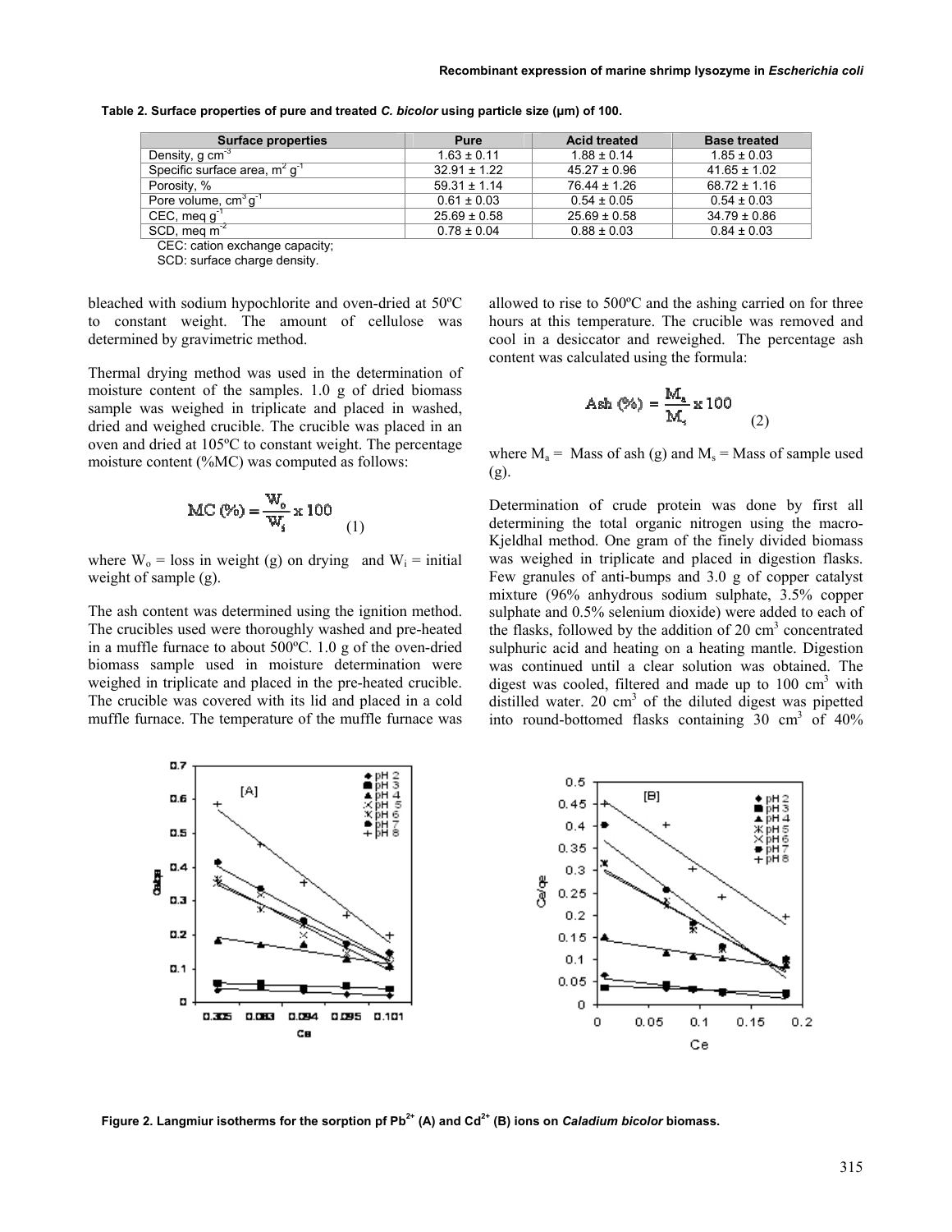**Table 2. Surface properties of pure and treated *C. bicolor* using particle size (μm) of 100.**

| Surface properties | Pure | Acid treated | Base treated |
|---|---|---|---|
| Density, g $cm^{-3}$ | 1.63 ± 0.11 | 1.88 ± 0.14 | 1.85 ± 0.03 |
| Specific surface area, $m^2$ $g^{-1}$ | 32.91 ± 1.22 | 45.27 ± 0.96 | 41.65 ± 1.02 |
| Porosity, % | 59.31 ± 1.14 | 76.44 ± 1.26 | 68.72 ± 1.16 |
| Pore volume, $cm^3$ $g^{-1}$ | 0.61 ± 0.03 | 0.54 ± 0.05 | 0.54 ± 0.03 |
| CEC, meq $g^{-1}$ | 25.69 ± 0.58 | 25.69 ± 0.58 | 34.79 ± 0.86 |
| SCD, meq $m^{-2}$ | 0.78 ± 0.04 | 0.88 ± 0.03 | 0.84 ± 0.03 |

CEC: cation exchange capacity;
SCD: surface charge density.

bleached with sodium hypochlorite and oven-dried at 50ºC to constant weight. The amount of cellulose was determined by gravimetric method.

Thermal drying method was used in the determination of moisture content of the samples. 1.0 g of dried biomass sample was weighed in triplicate and placed in washed, dried and weighed crucible. The crucible was placed in an oven and dried at 105ºC to constant weight. The percentage moisture content (%MC) was computed as follows:

$$\text{MC (\%)} = \frac{W_o}{W_i} \times 100 \quad (1)$$

where $W_o$ = loss in weight (g) on drying and $W_i$ = initial weight of sample (g).

The ash content was determined using the ignition method. The crucibles used were thoroughly washed and pre-heated in a muffle furnace to about 500ºC. 1.0 g of the oven-dried biomass sample used in moisture determination were weighed in triplicate and placed in the pre-heated crucible. The crucible was covered with its lid and placed in a cold muffle furnace. The temperature of the muffle furnace was allowed to rise to 500ºC and the ashing carried on for three hours at this temperature. The crucible was removed and cool in a desiccator and reweighed. The percentage ash content was calculated using the formula:

$$\text{Ash (\%)} = \frac{M_a}{M_s} \times 100 \quad (2)$$

where $M_a$ = Mass of ash (g) and $M_s$ = Mass of sample used (g).

Determination of crude protein was done by first all determining the total organic nitrogen using the macro-Kjeldhal method. One gram of the finely divided biomass was weighed in triplicate and placed in digestion flasks. Few granules of anti-bumps and 3.0 g of copper catalyst mixture (96% anhydrous sodium sulphate, 3.5% copper sulphate and 0.5% selenium dioxide) were added to each of the flasks, followed by the addition of 20 $cm^3$ concentrated sulphuric acid and heating on a heating mantle. Digestion was continued until a clear solution was obtained. The digest was cooled, filtered and made up to 100 $cm^3$ with distilled water. 20 $cm^3$ of the diluted digest was pipetted into round-bottomed flasks containing 30 $cm^3$ of 40%

**Figure 2. Langmiur isotherms for the sorption pf $Pb^{2+}$ (A) and $Cd^{2+}$ (B) ions on *Caladium bicolor* biomass.**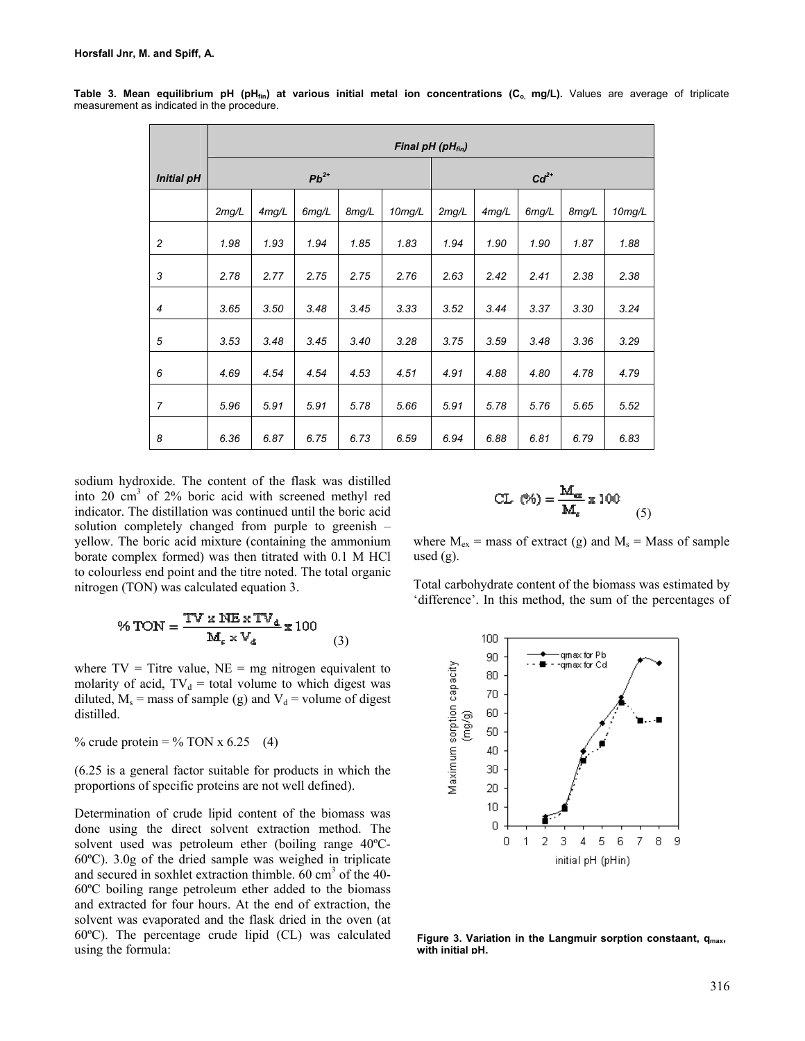**Table 3. Mean equilibrium pH ($pH_{fin}$) at various initial metal ion concentrations ($C_o$, mg/L).** Values are average of triplicate measurement as indicated in the procedure.

| *Initial pH* | *Final pH ($pH_{fin}$)* | | | | | | | | | |
|---|---|---|---|---|---|---|---|---|---|---|
| | *$Pb^{2+}$* | | | | | *$Cd^{2+}$* | | | | |
| | *2mg/L* | *4mg/L* | *6mg/L* | *8mg/L* | *10mg/L* | *2mg/L* | *4mg/L* | *6mg/L* | *8mg/L* | *10mg/L* |
| *2* | *1.98* | *1.93* | *1.94* | *1.85* | *1.83* | *1.94* | *1.90* | *1.90* | *1.87* | *1.88* |
| *3* | *2.78* | *2.77* | *2.75* | *2.75* | *2.76* | *2.63* | *2.42* | *2.41* | *2.38* | *2.38* |
| *4* | *3.65* | *3.50* | *3.48* | *3.45* | *3.33* | *3.52* | *3.44* | *3.37* | *3.30* | *3.24* |
| *5* | *3.53* | *3.48* | *3.45* | *3.40* | *3.28* | *3.75* | *3.59* | *3.48* | *3.36* | *3.29* |
| *6* | *4.69* | *4.54* | *4.54* | *4.53* | *4.51* | *4.91* | *4.88* | *4.80* | *4.78* | *4.79* |
| *7* | *5.96* | *5.91* | *5.91* | *5.78* | *5.66* | *5.91* | *5.78* | *5.76* | *5.65* | *5.52* |
| *8* | *6.36* | *6.87* | *6.75* | *6.73* | *6.59* | *6.94* | *6.88* | *6.81* | *6.79* | *6.83* |

sodium hydroxide. The content of the flask was distilled into 20 $cm^3$ of 2% boric acid with screened methyl red indicator. The distillation was continued until the boric acid solution completely changed from purple to greenish – yellow. The boric acid mixture (containing the ammonium borate complex formed) was then titrated with 0.1 M HCl to colourless end point and the titre noted. The total organic nitrogen (TON) was calculated equation 3.

$$\% \, TON = \frac{TV \times NE \times TV_d}{M_s \times V_d} \times 100 \quad (3)$$

where TV = Titre value, NE = mg nitrogen equivalent to molarity of acid, $TV_d$ = total volume to which digest was diluted, $M_s$ = mass of sample (g) and $V_d$ = volume of digest distilled.

% crude protein = % TON x 6.25 (4)

(6.25 is a general factor suitable for products in which the proportions of specific proteins are not well defined).

Determination of crude lipid content of the biomass was done using the direct solvent extraction method. The solvent used was petroleum ether (boiling range 40ºC-60ºC). 3.0g of the dried sample was weighed in triplicate and secured in soxhlet extraction thimble. 60 $cm^3$ of the 40-60ºC boiling range petroleum ether added to the biomass and extracted for four hours. At the end of extraction, the solvent was evaporated and the flask dried in the oven (at 60ºC). The percentage crude lipid (CL) was calculated using the formula:

$$CL \; (\%) = \frac{M_{ex}}{M_s} \times 100 \quad (5)$$

where $M_{ex}$ = mass of extract (g) and $M_s$ = Mass of sample used (g).

Total carbohydrate content of the biomass was estimated by 'difference'. In this method, the sum of the percentages of

**Figure 3. Variation in the Langmuir sorption constaant, $q_{max}$, with initial pH.**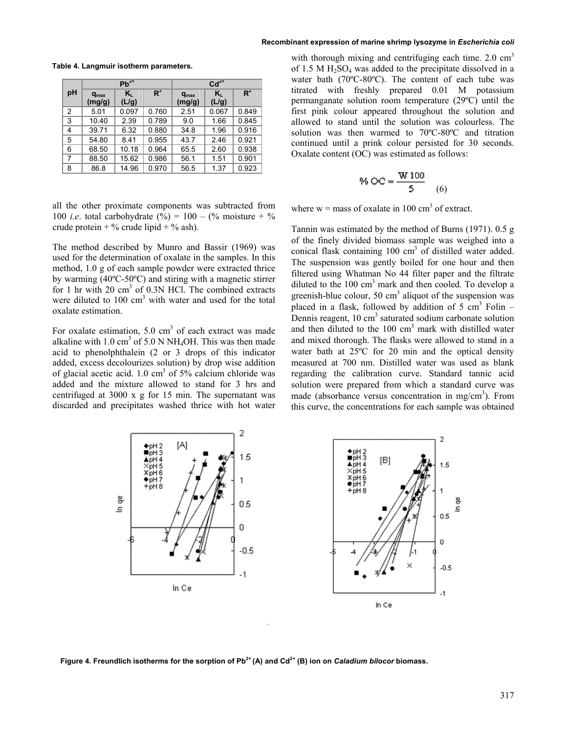**Table 4. Langmuir isotherm parameters.**

| pH | $Pb^{2+}$ | | | $Cd^{2+}$ | | |
|---|---|---|---|---|---|---|
| | $q_{max}$ (mg/g) | $K_L$ (L/g) | $R^2$ | $q_{max}$ (mg/g) | $K_L$ (L/g) | $R^2$ |
| 2 | 5.01 | 0.097 | 0.760 | 2.51 | 0.067 | 0.849 |
| 3 | 10.40 | 2.39 | 0.789 | 9.0 | 1.66 | 0.845 |
| 4 | 39.71 | 6.32 | 0.880 | 34.8 | 1.96 | 0.916 |
| 5 | 54.80 | 8.41 | 0.955 | 43.7 | 2.46 | 0.921 |
| 6 | 68.50 | 10.18 | 0.964 | 65.5 | 2.60 | 0.938 |
| 7 | 88.50 | 15.62 | 0.986 | 56.1 | 1.51 | 0.901 |
| 8 | 86.8 | 14.96 | 0.970 | 56.5 | 1.37 | 0.923 |

all the other proximate components was subtracted from 100 *i.e*. total carbohydrate (%) = 100 – (% moisture + % crude protein + % crude lipid + % ash).

The method described by Munro and Bassir (1969) was used for the determination of oxalate in the samples. In this method, 1.0 g of each sample powder were extracted thrice by warming (40ºC-50ºC) and stirring with a magnetic stirrer for 1 hr with 20 $cm^3$ of 0.3N HCl. The combined extracts were diluted to 100 $cm^3$ with water and used for the total oxalate estimation.

For oxalate estimation, 5.0 $cm^3$ of each extract was made alkaline with 1.0 $cm^3$ of 5.0 N $NH_4OH$. This was then made acid to phenolphthalein (2 or 3 drops of this indicator added, excess decolourizes solution) by drop wise addition of glacial acetic acid. 1.0 $cm^3$ of 5% calcium chloride was added and the mixture allowed to stand for 3 hrs and centrifuged at 3000 x g for 15 min. The supernatant was discarded and precipitates washed thrice with hot water with thorough mixing and centrifuging each time. 2.0 $cm^3$ of 1.5 M $H_2SO_4$ was added to the precipitate dissolved in a water bath (70ºC-80ºC). The content of each tube was titrated with freshly prepared 0.01 M potassium permanganate solution room temperature (29ºC) until the first pink colour appeared throughout the solution and allowed to stand until the solution was colourless. The solution was then warmed to 70ºC-80ºC and titration continued until a prink colour persisted for 30 seconds. Oxalate content (OC) was estimated as follows:

$$\% \, OC = \frac{W \, 100}{5} \qquad (6)$$

where w = mass of oxalate in 100 $cm^3$ of extract.

Tannin was estimated by the method of Burns (1971). 0.5 g of the finely divided biomass sample was weighed into a conical flask containing 100 $cm^3$ of distilled water added. The suspension was gently boiled for one hour and then filtered using Whatman No 44 filter paper and the filtrate diluted to the 100 $cm^3$ mark and then cooled. To develop a greenish-blue colour, 50 $cm^3$ aliquot of the suspension was placed in a flask, followed by addition of 5 $cm^3$ Folin – Dennis reagent, 10 $cm^3$ saturated sodium carbonate solution and then diluted to the 100 $cm^3$ mark with distilled water and mixed thorough. The flasks were allowed to stand in a water bath at 25ºC for 20 min and the optical density measured at 700 nm. Distilled water was used as blank regarding the calibration curve. Standard tannic acid solution were prepared from which a standard curve was made (absorbance versus concentration in mg/$cm^3$). From this curve, the concentrations for each sample was obtained

**Figure 4. Freundlich isotherms for the sorption of $Pb^{2+}$ (A) and $Cd^{2+}$ (B) ion on *Caladium bilocor* biomass.**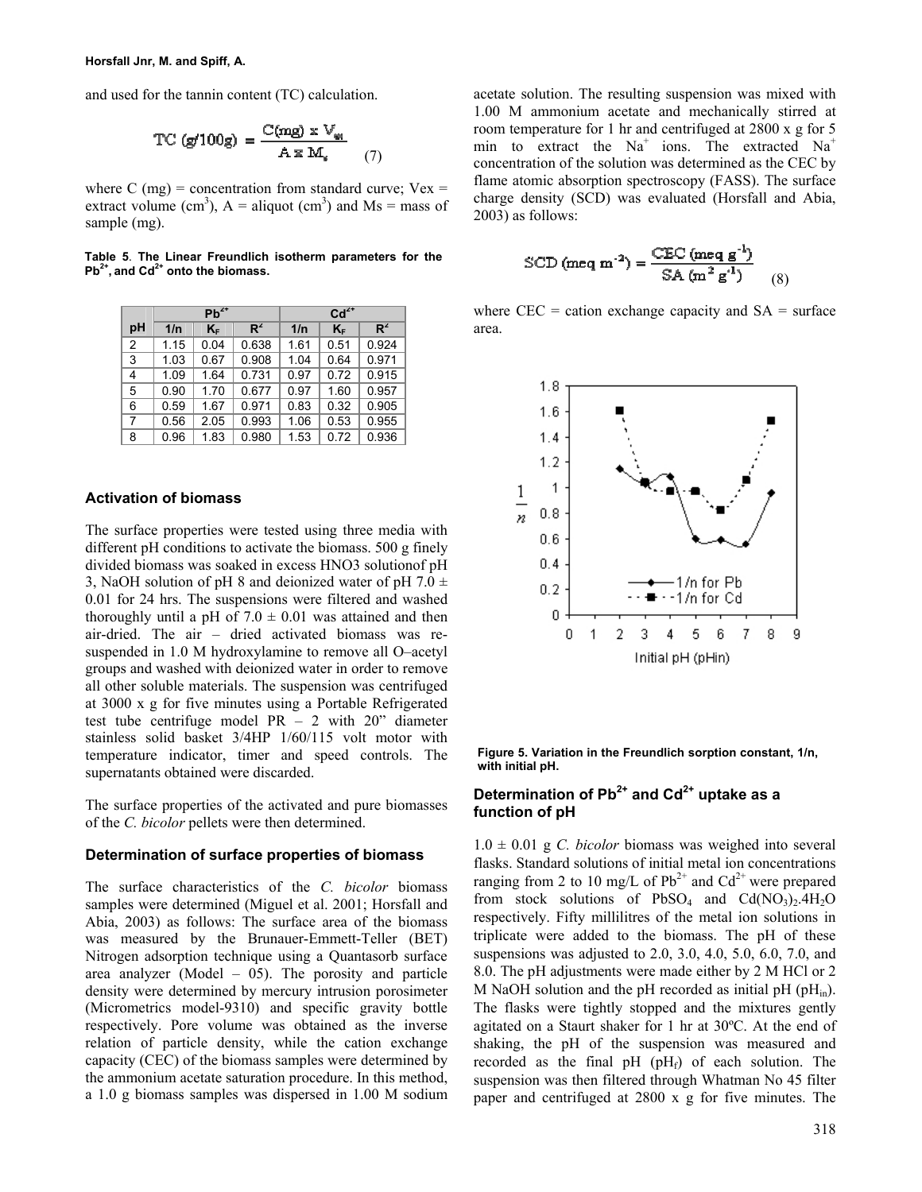and used for the tannin content (TC) calculation.

$$TC\ (g/100g) = \frac{C(mg) \times V_{ex}}{A \times M_s} \quad (7)$$

where C (mg) = concentration from standard curve; Vex = extract volume (cm$^3$), A = aliquot (cm$^3$) and Ms = mass of sample (mg).

**Table 5. The Linear Freundlich isotherm parameters for the $Pb^{2+}$, and $Cd^{2+}$ onto the biomass.**

| pH | $Pb^{2+}$ | | | $Cd^{2+}$ | | |
|---|---|---|---|---|---|---|
| | 1/n | $K_F$ | $R^2$ | 1/n | $K_F$ | $R^2$ |
| 2 | 1.15 | 0.04 | 0.638 | 1.61 | 0.51 | 0.924 |
| 3 | 1.03 | 0.67 | 0.908 | 1.04 | 0.64 | 0.971 |
| 4 | 1.09 | 1.64 | 0.731 | 0.97 | 0.72 | 0.915 |
| 5 | 0.90 | 1.70 | 0.677 | 0.97 | 1.60 | 0.957 |
| 6 | 0.59 | 1.67 | 0.971 | 0.83 | 0.32 | 0.905 |
| 7 | 0.56 | 2.05 | 0.993 | 1.06 | 0.53 | 0.955 |
| 8 | 0.96 | 1.83 | 0.980 | 1.53 | 0.72 | 0.936 |

## Activation of biomass

The surface properties were tested using three media with different pH conditions to activate the biomass. 500 g finely divided biomass was soaked in excess HNO3 solutionof pH 3, NaOH solution of pH 8 and deionized water of pH 7.0 ± 0.01 for 24 hrs. The suspensions were filtered and washed thoroughly until a pH of 7.0 ± 0.01 was attained and then air-dried. The air – dried activated biomass was re-suspended in 1.0 M hydroxylamine to remove all O–acetyl groups and washed with deionized water in order to remove all other soluble materials. The suspension was centrifuged at 3000 x g for five minutes using a Portable Refrigerated test tube centrifuge model PR – 2 with 20" diameter stainless solid basket 3/4HP 1/60/115 volt motor with temperature indicator, timer and speed controls. The supernatants obtained were discarded.

The surface properties of the activated and pure biomasses of the *C. bicolor* pellets were then determined.

## Determination of surface properties of biomass

The surface characteristics of the *C. bicolor* biomass samples were determined (Miguel et al. 2001; Horsfall and Abia, 2003) as follows: The surface area of the biomass was measured by the Brunauer-Emmett-Teller (BET) Nitrogen adsorption technique using a Quantasorb surface area analyzer (Model – 05). The porosity and particle density were determined by mercury intrusion porosimeter (Micrometrics model-9310) and specific gravity bottle respectively. Pore volume was obtained as the inverse relation of particle density, while the cation exchange capacity (CEC) of the biomass samples were determined by the ammonium acetate saturation procedure. In this method, a 1.0 g biomass samples was dispersed in 1.00 M sodium acetate solution. The resulting suspension was mixed with 1.00 M ammonium acetate and mechanically stirred at room temperature for 1 hr and centrifuged at 2800 x g for 5 min to extract the $Na^+$ ions. The extracted $Na^+$ concentration of the solution was determined as the CEC by flame atomic absorption spectroscopy (FASS). The surface charge density (SCD) was evaluated (Horsfall and Abia, 2003) as follows:

$$SCD\ (meq\ m^{-2}) = \frac{CEC\ (meq\ g^{-1})}{SA\ (m^2\ g^{-1})} \quad (8)$$

where CEC = cation exchange capacity and SA = surface area.

**Figure 5. Variation in the Freundlich sorption constant, 1/n, with initial pH.**

## Determination of $Pb^{2+}$ and $Cd^{2+}$ uptake as a function of pH

1.0 ± 0.01 g *C. bicolor* biomass was weighed into several flasks. Standard solutions of initial metal ion concentrations ranging from 2 to 10 mg/L of $Pb^{2+}$ and $Cd^{2+}$ were prepared from stock solutions of $PbSO_4$ and $Cd(NO_3)_2.4H_2O$ respectively. Fifty millilitres of the metal ion solutions in triplicate were added to the biomass. The pH of these suspensions was adjusted to 2.0, 3.0, 4.0, 5.0, 6.0, 7.0, and 8.0. The pH adjustments were made either by 2 M HCl or 2 M NaOH solution and the pH recorded as initial pH ($pH_{in}$). The flasks were tightly stopped and the mixtures gently agitated on a Staurt shaker for 1 hr at 30ºC. At the end of shaking, the pH of the suspension was measured and recorded as the final pH ($pH_f$) of each solution. The suspension was then filtered through Whatman No 45 filter paper and centrifuged at 2800 x g for five minutes. The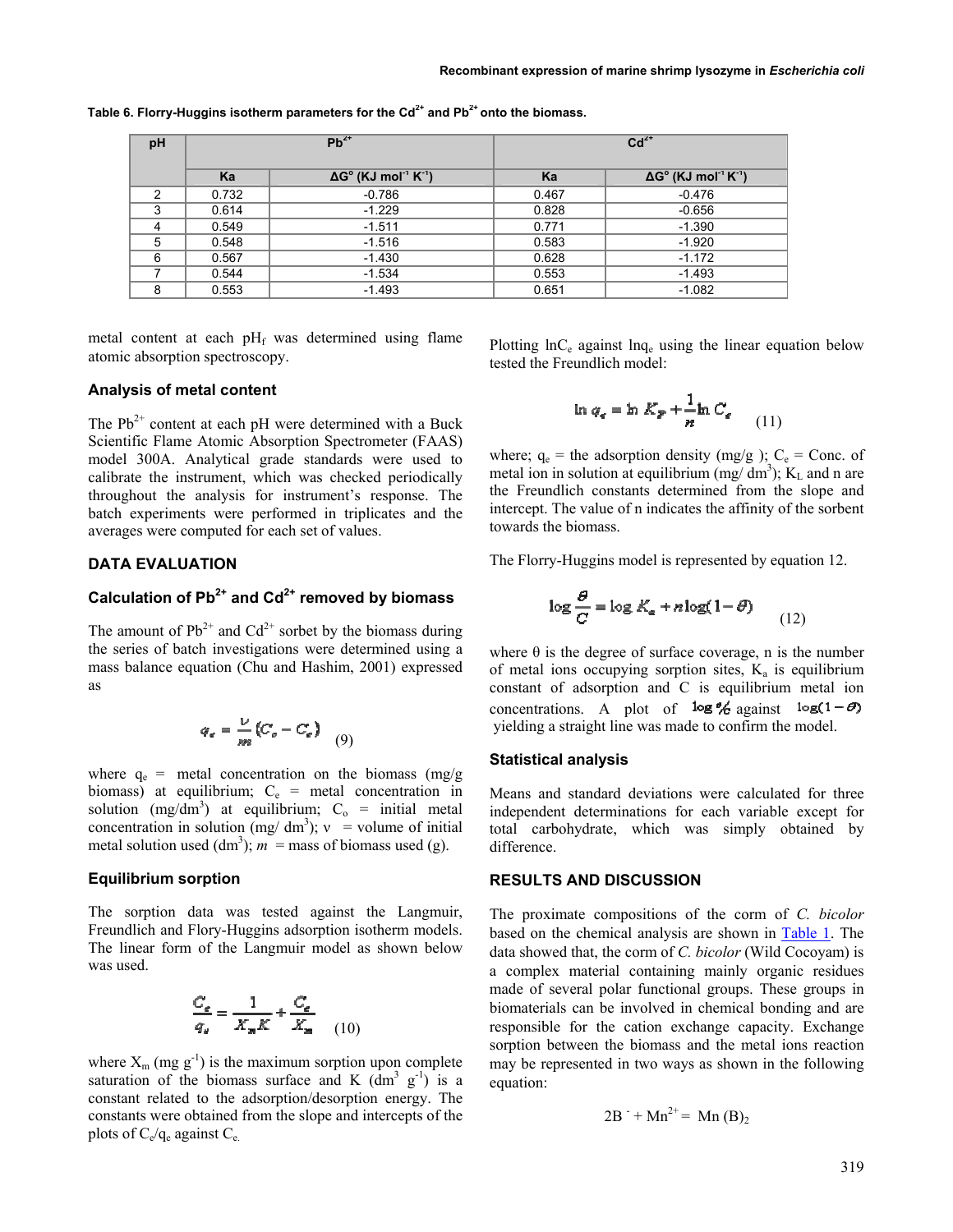**Table 6. Florry-Huggins isotherm parameters for the $Cd^{2+}$ and $Pb^{2+}$ onto the biomass.**

| pH | $Pb^{2+}$ | | $Cd^{2+}$ | |
|---|---|---|---|---|
| | Ka | ΔG° (KJ mol$^{-1}$ K$^{-1}$) | Ka | ΔG° (KJ mol$^{-1}$ K$^{-1}$) |
| 2 | 0.732 | -0.786 | 0.467 | -0.476 |
| 3 | 0.614 | -1.229 | 0.828 | -0.656 |
| 4 | 0.549 | -1.511 | 0.771 | -1.390 |
| 5 | 0.548 | -1.516 | 0.583 | -1.920 |
| 6 | 0.567 | -1.430 | 0.628 | -1.172 |
| 7 | 0.544 | -1.534 | 0.553 | -1.493 |
| 8 | 0.553 | -1.493 | 0.651 | -1.082 |

metal content at each $pH_f$ was determined using flame atomic absorption spectroscopy.

### Analysis of metal content

The $Pb^{2+}$ content at each pH were determined with a Buck Scientific Flame Atomic Absorption Spectrometer (FAAS) model 300A. Analytical grade standards were used to calibrate the instrument, which was checked periodically throughout the analysis for instrument's response. The batch experiments were performed in triplicates and the averages were computed for each set of values.

## DATA EVALUATION

### Calculation of $Pb^{2+}$ and $Cd^{2+}$ removed by biomass

The amount of $Pb^{2+}$ and $Cd^{2+}$ sorbet by the biomass during the series of batch investigations were determined using a mass balance equation (Chu and Hashim, 2001) expressed as

$$q_e = \frac{\nu}{m}(C_o - C_e) \quad (9)$$

where $q_e$ = metal concentration on the biomass (mg/g biomass) at equilibrium; $C_e$ = metal concentration in solution (mg/dm$^3$) at equilibrium; $C_o$ = initial metal concentration in solution (mg/ dm$^3$); ν = volume of initial metal solution used (dm$^3$); *m* = mass of biomass used (g).

### Equilibrium sorption

The sorption data was tested against the Langmuir, Freundlich and Flory-Huggins adsorption isotherm models. The linear form of the Langmuir model as shown below was used.

$$\frac{C_e}{q_e} = \frac{1}{X_m K} + \frac{C_e}{X_m} \quad (10)$$

where $X_m$ (mg g$^{-1}$) is the maximum sorption upon complete saturation of the biomass surface and K (dm$^3$ g$^{-1}$) is a constant related to the adsorption/desorption energy. The constants were obtained from the slope and intercepts of the plots of $C_e/q_e$ against $C_e$.

Plotting $\ln C_e$ against $\ln q_e$ using the linear equation below tested the Freundlich model:

$$\ln q_e = \ln K_F + \frac{1}{n}\ln C_e \quad (11)$$

where; $q_e$ = the adsorption density (mg/g ); $C_e$ = Conc. of metal ion in solution at equilibrium (mg/ dm$^3$); $K_L$ and n are the Freundlich constants determined from the slope and intercept. The value of n indicates the affinity of the sorbent towards the biomass.

The Florry-Huggins model is represented by equation 12.

$$\log\frac{\theta}{C} = \log K_a + n\log(1-\theta) \quad (12)$$

where θ is the degree of surface coverage, n is the number of metal ions occupying sorption sites, $K_a$ is equilibrium constant of adsorption and C is equilibrium metal ion concentrations. A plot of $\log \theta/C$ against $\log(1-\theta)$ yielding a straight line was made to confirm the model.

### Statistical analysis

Means and standard deviations were calculated for three independent determinations for each variable except for total carbohydrate, which was simply obtained by difference.

## RESULTS AND DISCUSSION

The proximate compositions of the corm of *C. bicolor* based on the chemical analysis are shown in Table 1. The data showed that, the corm of *C. bicolor* (Wild Cocoyam) is a complex material containing mainly organic residues made of several polar functional groups. These groups in biomaterials can be involved in chemical bonding and are responsible for the cation exchange capacity. Exchange sorption between the biomass and the metal ions reaction may be represented in two ways as shown in the following equation:

$$2B^- + Mn^{2+} = Mn(B)_2$$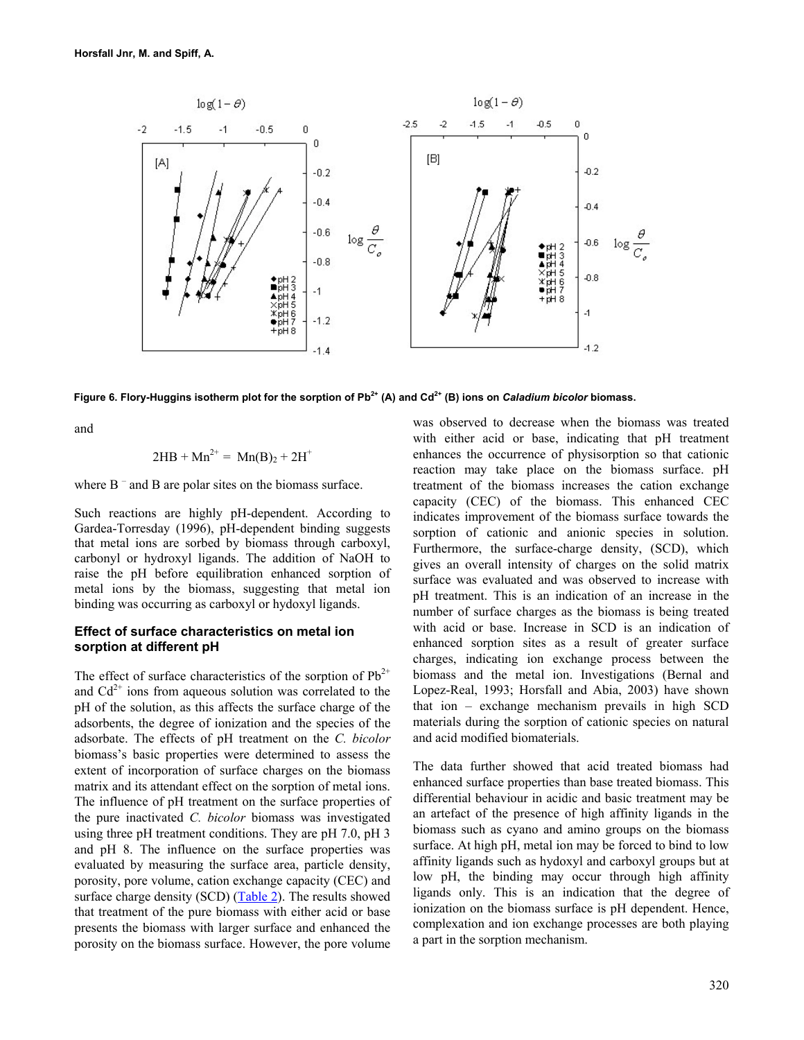Figure 6. Flory-Huggins isotherm plot for the sorption of $Pb^{2+}$ (A) and $Cd^{2+}$ (B) ions on *Caladium bicolor* biomass.

and

$$2HB + Mn^{2+} = Mn(B)_2 + 2H^+$$

where $B^-$ and B are polar sites on the biomass surface.

Such reactions are highly pH-dependent. According to Gardea-Torresday (1996), pH-dependent binding suggests that metal ions are sorbed by biomass through carboxyl, carbonyl or hydroxyl ligands. The addition of NaOH to raise the pH before equilibration enhanced sorption of metal ions by the biomass, suggesting that metal ion binding was occurring as carboxyl or hydoxyl ligands.

### Effect of surface characteristics on metal ion sorption at different pH

The effect of surface characteristics of the sorption of $Pb^{2+}$ and $Cd^{2+}$ ions from aqueous solution was correlated to the pH of the solution, as this affects the surface charge of the adsorbents, the degree of ionization and the species of the adsorbate. The effects of pH treatment on the *C. bicolor* biomass's basic properties were determined to assess the extent of incorporation of surface charges on the biomass matrix and its attendant effect on the sorption of metal ions. The influence of pH treatment on the surface properties of the pure inactivated *C. bicolor* biomass was investigated using three pH treatment conditions. They are pH 7.0, pH 3 and pH 8. The influence on the surface properties was evaluated by measuring the surface area, particle density, porosity, pore volume, cation exchange capacity (CEC) and surface charge density (SCD) (Table 2). The results showed that treatment of the pure biomass with either acid or base presents the biomass with larger surface and enhanced the porosity on the biomass surface. However, the pore volume was observed to decrease when the biomass was treated with either acid or base, indicating that pH treatment enhances the occurrence of physisorption so that cationic reaction may take place on the biomass surface. pH treatment of the biomass increases the cation exchange capacity (CEC) of the biomass. This enhanced CEC indicates improvement of the biomass surface towards the sorption of cationic and anionic species in solution. Furthermore, the surface-charge density, (SCD), which gives an overall intensity of charges on the solid matrix surface was evaluated and was observed to increase with pH treatment. This is an indication of an increase in the number of surface charges as the biomass is being treated with acid or base. Increase in SCD is an indication of enhanced sorption sites as a result of greater surface charges, indicating ion exchange process between the biomass and the metal ion. Investigations (Bernal and Lopez-Real, 1993; Horsfall and Abia, 2003) have shown that ion – exchange mechanism prevails in high SCD materials during the sorption of cationic species on natural and acid modified biomaterials.

The data further showed that acid treated biomass had enhanced surface properties than base treated biomass. This differential behaviour in acidic and basic treatment may be an artefact of the presence of high affinity ligands in the biomass such as cyano and amino groups on the biomass surface. At high pH, metal ion may be forced to bind to low affinity ligands such as hydoxyl and carboxyl groups but at low pH, the binding may occur through high affinity ligands only. This is an indication that the degree of ionization on the biomass surface is pH dependent. Hence, complexation and ion exchange processes are both playing a part in the sorption mechanism.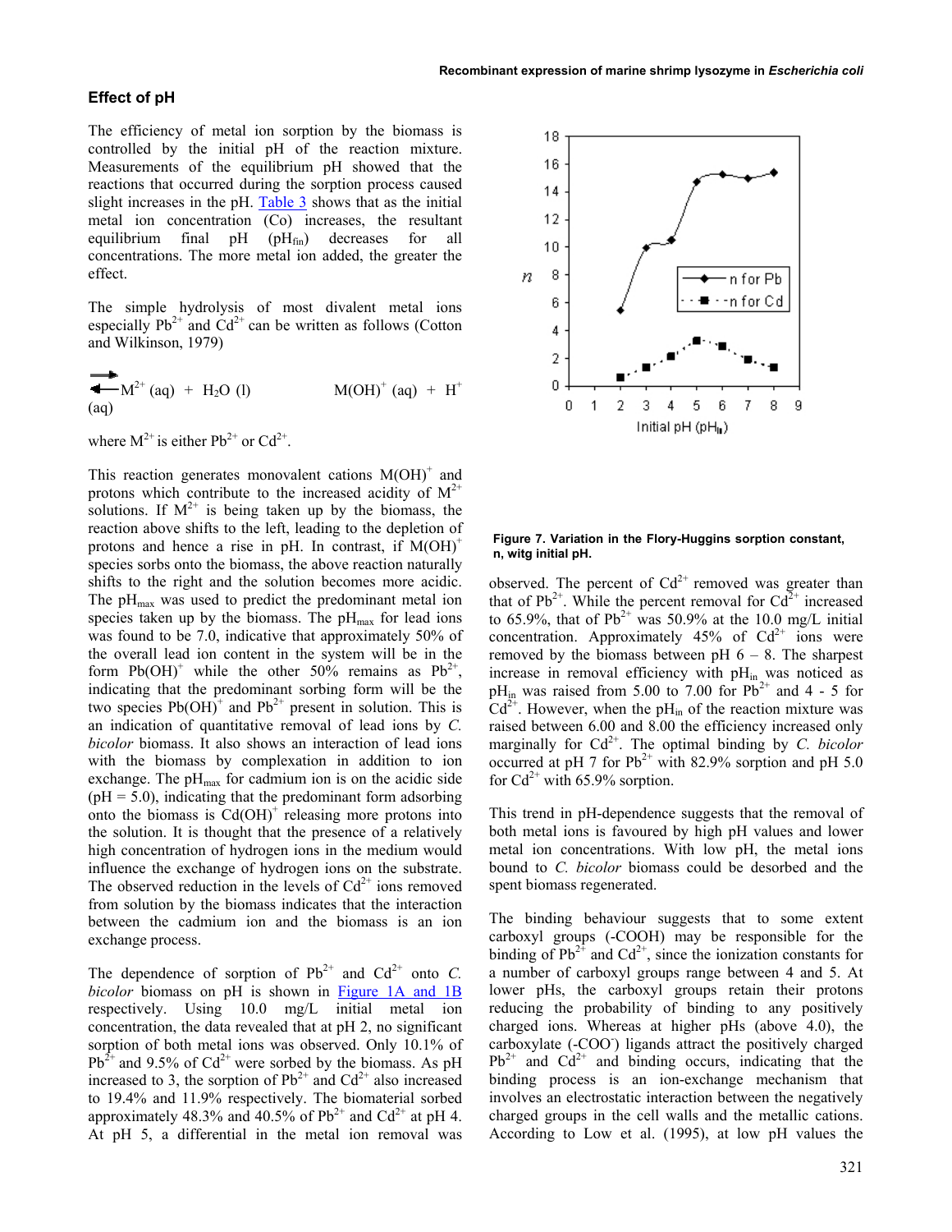## Effect of pH

The efficiency of metal ion sorption by the biomass is controlled by the initial pH of the reaction mixture. Measurements of the equilibrium pH showed that the reactions that occurred during the sorption process caused slight increases in the pH. Table 3 shows that as the initial metal ion concentration (Co) increases, the resultant equilibrium final pH ($pH_{fin}$) decreases for all concentrations. The more metal ion added, the greater the effect.

The simple hydrolysis of most divalent metal ions especially $Pb^{2+}$ and $Cd^{2+}$ can be written as follows (Cotton and Wilkinson, 1979)

$$M^{2+}\,(aq) + H_2O\,(l) \rightleftharpoons M(OH)^{+}\,(aq) + H^{+}\,(aq)$$

where $M^{2+}$ is either $Pb^{2+}$ or $Cd^{2+}$.

This reaction generates monovalent cations $M(OH)^+$ and protons which contribute to the increased acidity of $M^{2+}$ solutions. If $M^{2+}$ is being taken up by the biomass, the reaction above shifts to the left, leading to the depletion of protons and hence a rise in pH. In contrast, if $M(OH)^+$ species sorbs onto the biomass, the above reaction naturally shifts to the right and the solution becomes more acidic. The $pH_{max}$ was used to predict the predominant metal ion species taken up by the biomass. The $pH_{max}$ for lead ions was found to be 7.0, indicative that approximately 50% of the overall lead ion content in the system will be in the form $Pb(OH)^+$ while the other 50% remains as $Pb^{2+}$, indicating that the predominant sorbing form will be the two species $Pb(OH)^+$ and $Pb^{2+}$ present in solution. This is an indication of quantitative removal of lead ions by *C. bicolor* biomass. It also shows an interaction of lead ions with the biomass by complexation in addition to ion exchange. The $pH_{max}$ for cadmium ion is on the acidic side (pH = 5.0), indicating that the predominant form adsorbing onto the biomass is $Cd(OH)^+$ releasing more protons into the solution. It is thought that the presence of a relatively high concentration of hydrogen ions in the medium would influence the exchange of hydrogen ions on the substrate. The observed reduction in the levels of $Cd^{2+}$ ions removed from solution by the biomass indicates that the interaction between the cadmium ion and the biomass is an ion exchange process.

The dependence of sorption of $Pb^{2+}$ and $Cd^{2+}$ onto *C. bicolor* biomass on pH is shown in Figure 1A and 1B respectively. Using 10.0 mg/L initial metal ion concentration, the data revealed that at pH 2, no significant sorption of both metal ions was observed. Only 10.1% of $Pb^{2+}$ and 9.5% of $Cd^{2+}$ were sorbed by the biomass. As pH increased to 3, the sorption of $Pb^{2+}$ and $Cd^{2+}$ also increased to 19.4% and 11.9% respectively. The biomaterial sorbed approximately 48.3% and 40.5% of $Pb^{2+}$ and $Cd^{2+}$ at pH 4. At pH 5, a differential in the metal ion removal was observed. The percent of $Cd^{2+}$ removed was greater than that of $Pb^{2+}$. While the percent removal for $Cd^{2+}$ increased to 65.9%, that of $Pb^{2+}$ was 50.9% at the 10.0 mg/L initial concentration. Approximately 45% of $Cd^{2+}$ ions were removed by the biomass between pH 6 – 8. The sharpest increase in removal efficiency with $pH_{in}$ was noticed as $pH_{in}$ was raised from 5.00 to 7.00 for $Pb^{2+}$ and 4 - 5 for $Cd^{2+}$. However, when the $pH_{in}$ of the reaction mixture was raised between 6.00 and 8.00 the efficiency increased only marginally for $Cd^{2+}$. The optimal binding by *C. bicolor* occurred at pH 7 for $Pb^{2+}$ with 82.9% sorption and pH 5.0 for $Cd^{2+}$ with 65.9% sorption.

**Figure 7. Variation in the Flory-Huggins sorption constant, n, witg initial pH.**

This trend in pH-dependence suggests that the removal of both metal ions is favoured by high pH values and lower metal ion concentrations. With low pH, the metal ions bound to *C. bicolor* biomass could be desorbed and the spent biomass regenerated.

The binding behaviour suggests that to some extent carboxyl groups (-COOH) may be responsible for the binding of $Pb^{2+}$ and $Cd^{2+}$, since the ionization constants for a number of carboxyl groups range between 4 and 5. At lower pHs, the carboxyl groups retain their protons reducing the probability of binding to any positively charged ions. Whereas at higher pHs (above 4.0), the carboxylate ($-COO^-$) ligands attract the positively charged $Pb^{2+}$ and $Cd^{2+}$ and binding occurs, indicating that the binding process is an ion-exchange mechanism that involves an electrostatic interaction between the negatively charged groups in the cell walls and the metallic cations. According to Low et al. (1995), at low pH values the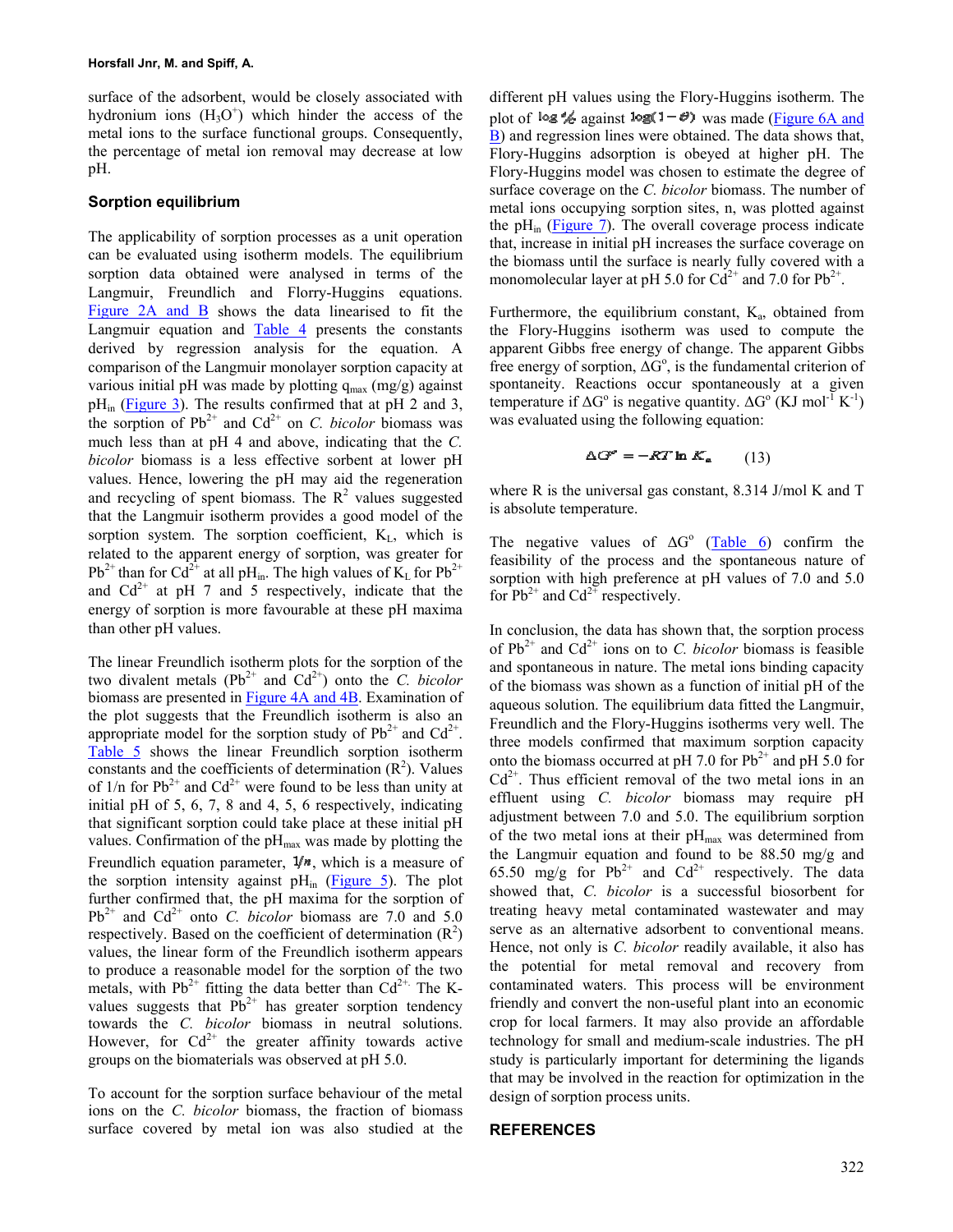surface of the adsorbent, would be closely associated with hydronium ions ($H_3O^+$) which hinder the access of the metal ions to the surface functional groups. Consequently, the percentage of metal ion removal may decrease at low pH.

## Sorption equilibrium

The applicability of sorption processes as a unit operation can be evaluated using isotherm models. The equilibrium sorption data obtained were analysed in terms of the Langmuir, Freundlich and Florry-Huggins equations. Figure 2A and B shows the data linearised to fit the Langmuir equation and Table 4 presents the constants derived by regression analysis for the equation. A comparison of the Langmuir monolayer sorption capacity at various initial pH was made by plotting $q_{max}$ (mg/g) against $pH_{in}$ (Figure 3). The results confirmed that at pH 2 and 3, the sorption of $Pb^{2+}$ and $Cd^{2+}$ on *C. bicolor* biomass was much less than at pH 4 and above, indicating that the *C. bicolor* biomass is a less effective sorbent at lower pH values. Hence, lowering the pH may aid the regeneration and recycling of spent biomass. The $R^2$ values suggested that the Langmuir isotherm provides a good model of the sorption system. The sorption coefficient, $K_L$, which is related to the apparent energy of sorption, was greater for $Pb^{2+}$ than for $Cd^{2+}$ at all $pH_{in}$. The high values of $K_L$ for $Pb^{2+}$ and $Cd^{2+}$ at pH 7 and 5 respectively, indicate that the energy of sorption is more favourable at these pH maxima than other pH values.

The linear Freundlich isotherm plots for the sorption of the two divalent metals ($Pb^{2+}$ and $Cd^{2+}$) onto the *C. bicolor* biomass are presented in Figure 4A and 4B. Examination of the plot suggests that the Freundlich isotherm is also an appropriate model for the sorption study of $Pb^{2+}$ and $Cd^{2+}$. Table 5 shows the linear Freundlich sorption isotherm constants and the coefficients of determination ($R^2$). Values of $1/n$ for $Pb^{2+}$ and $Cd^{2+}$ were found to be less than unity at initial pH of 5, 6, 7, 8 and 4, 5, 6 respectively, indicating that significant sorption could take place at these initial pH values. Confirmation of the $pH_{max}$ was made by plotting the Freundlich equation parameter, $1/n$, which is a measure of the sorption intensity against $pH_{in}$ (Figure 5). The plot further confirmed that, the pH maxima for the sorption of $Pb^{2+}$ and $Cd^{2+}$ onto *C. bicolor* biomass are 7.0 and 5.0 respectively. Based on the coefficient of determination ($R^2$) values, the linear form of the Freundlich isotherm appears to produce a reasonable model for the sorption of the two metals, with $Pb^{2+}$ fitting the data better than $Cd^{2+}$. The K-values suggests that $Pb^{2+}$ has greater sorption tendency towards the *C. bicolor* biomass in neutral solutions. However, for $Cd^{2+}$ the greater affinity towards active groups on the biomaterials was observed at pH 5.0.

To account for the sorption surface behaviour of the metal ions on the *C. bicolor* biomass, the fraction of biomass surface covered by metal ion was also studied at the different pH values using the Flory-Huggins isotherm. The plot of $\log \theta/C_o$ against $\log(1-\theta)$ was made (Figure 6A and B) and regression lines were obtained. The data shows that, Flory-Huggins adsorption is obeyed at higher pH. The Flory-Huggins model was chosen to estimate the degree of surface coverage on the *C. bicolor* biomass. The number of metal ions occupying sorption sites, n, was plotted against the $pH_{in}$ (Figure 7). The overall coverage process indicate that, increase in initial pH increases the surface coverage on the biomass until the surface is nearly fully covered with a monomolecular layer at pH 5.0 for $Cd^{2+}$ and 7.0 for $Pb^{2+}$.

Furthermore, the equilibrium constant, $K_a$, obtained from the Flory-Huggins isotherm was used to compute the apparent Gibbs free energy of change. The apparent Gibbs free energy of sorption, $\Delta G^o$, is the fundamental criterion of spontaneity. Reactions occur spontaneously at a given temperature if $\Delta G^o$ is negative quantity. $\Delta G^o$ (KJ $mol^{-1}$ $K^{-1}$) was evaluated using the following equation:

$$\Delta G^o = -RT \ln K_a \qquad (13)$$

where R is the universal gas constant, 8.314 J/mol K and T is absolute temperature.

The negative values of $\Delta G^o$ (Table 6) confirm the feasibility of the process and the spontaneous nature of sorption with high preference at pH values of 7.0 and 5.0 for $Pb^{2+}$ and $Cd^{2+}$ respectively.

In conclusion, the data has shown that, the sorption process of $Pb^{2+}$ and $Cd^{2+}$ ions on to *C. bicolor* biomass is feasible and spontaneous in nature. The metal ions binding capacity of the biomass was shown as a function of initial pH of the aqueous solution. The equilibrium data fitted the Langmuir, Freundlich and the Flory-Huggins isotherms very well. The three models confirmed that maximum sorption capacity onto the biomass occurred at pH 7.0 for $Pb^{2+}$ and pH 5.0 for $Cd^{2+}$. Thus efficient removal of the two metal ions in an effluent using *C. bicolor* biomass may require pH adjustment between 7.0 and 5.0. The equilibrium sorption of the two metal ions at their $pH_{max}$ was determined from the Langmuir equation and found to be 88.50 mg/g and 65.50 mg/g for $Pb^{2+}$ and $Cd^{2+}$ respectively. The data showed that, *C. bicolor* is a successful biosorbent for treating heavy metal contaminated wastewater and may serve as an alternative adsorbent to conventional means. Hence, not only is *C. bicolor* readily available, it also has the potential for metal removal and recovery from contaminated waters. This process will be environment friendly and convert the non-useful plant into an economic crop for local farmers. It may also provide an affordable technology for small and medium-scale industries. The pH study is particularly important for determining the ligands that may be involved in the reaction for optimization in the design of sorption process units.

## REFERENCES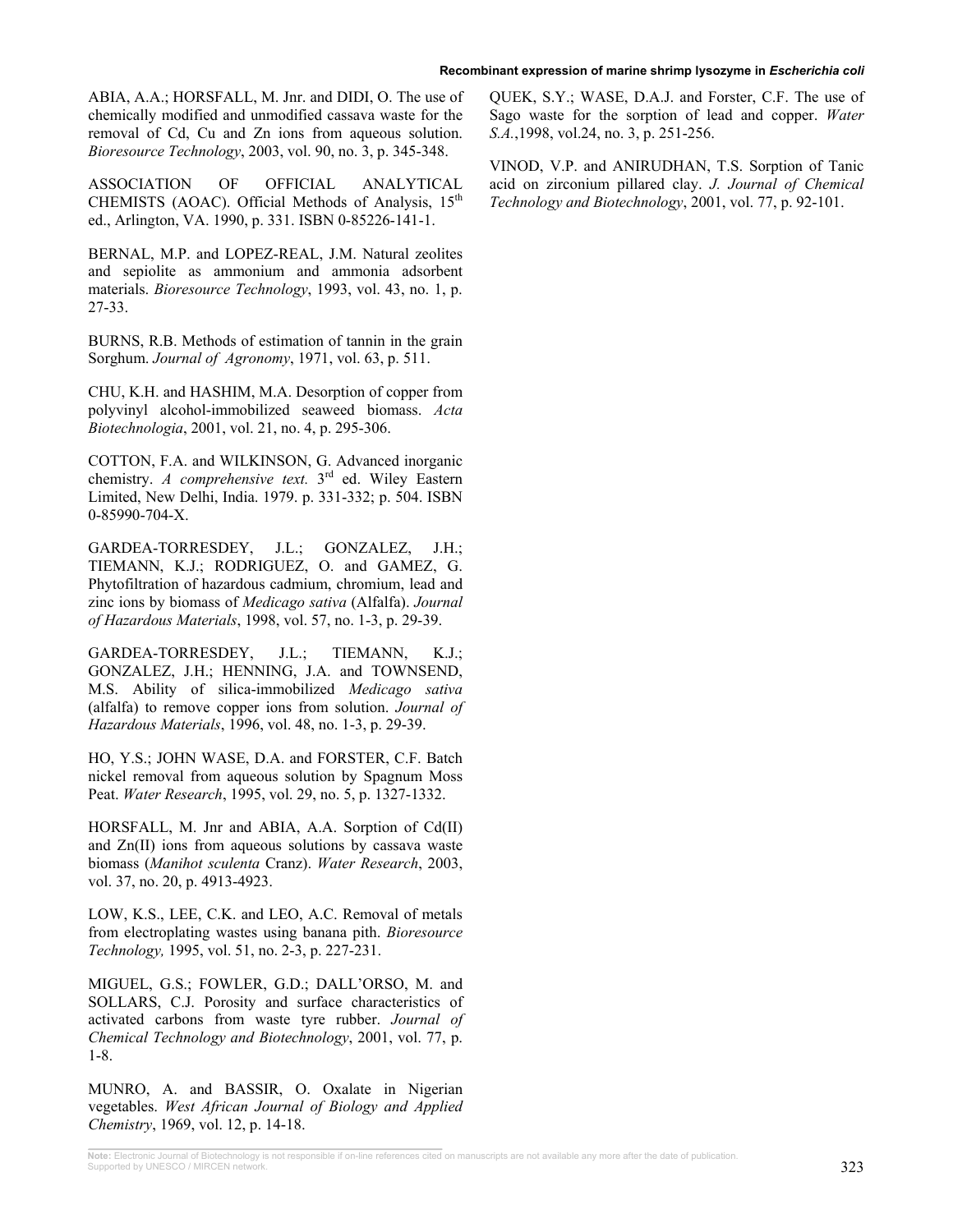ABIA, A.A.; HORSFALL, M. Jnr. and DIDI, O. The use of chemically modified and unmodified cassava waste for the removal of Cd, Cu and Zn ions from aqueous solution. *Bioresource Technology*, 2003, vol. 90, no. 3, p. 345-348.

ASSOCIATION OF OFFICIAL ANALYTICAL CHEMISTS (AOAC). Official Methods of Analysis, 15th ed., Arlington, VA. 1990, p. 331. ISBN 0-85226-141-1.

BERNAL, M.P. and LOPEZ-REAL, J.M. Natural zeolites and sepiolite as ammonium and ammonia adsorbent materials. *Bioresource Technology*, 1993, vol. 43, no. 1, p. 27-33.

BURNS, R.B. Methods of estimation of tannin in the grain Sorghum. *Journal of Agronomy*, 1971, vol. 63, p. 511.

CHU, K.H. and HASHIM, M.A. Desorption of copper from polyvinyl alcohol-immobilized seaweed biomass. *Acta Biotechnologia*, 2001, vol. 21, no. 4, p. 295-306.

COTTON, F.A. and WILKINSON, G. Advanced inorganic chemistry. *A comprehensive text.* 3rd ed. Wiley Eastern Limited, New Delhi, India. 1979. p. 331-332; p. 504. ISBN 0-85990-704-X.

GARDEA-TORRESDEY, J.L.; GONZALEZ, J.H.; TIEMANN, K.J.; RODRIGUEZ, O. and GAMEZ, G. Phytofiltration of hazardous cadmium, chromium, lead and zinc ions by biomass of *Medicago sativa* (Alfalfa). *Journal of Hazardous Materials*, 1998, vol. 57, no. 1-3, p. 29-39.

GARDEA-TORRESDEY, J.L.; TIEMANN, K.J.; GONZALEZ, J.H.; HENNING, J.A. and TOWNSEND, M.S. Ability of silica-immobilized *Medicago sativa* (alfalfa) to remove copper ions from solution. *Journal of Hazardous Materials*, 1996, vol. 48, no. 1-3, p. 29-39.

HO, Y.S.; JOHN WASE, D.A. and FORSTER, C.F. Batch nickel removal from aqueous solution by Spagnum Moss Peat. *Water Research*, 1995, vol. 29, no. 5, p. 1327-1332.

HORSFALL, M. Jnr and ABIA, A.A. Sorption of Cd(II) and Zn(II) ions from aqueous solutions by cassava waste biomass (*Manihot sculenta* Cranz). *Water Research*, 2003, vol. 37, no. 20, p. 4913-4923.

LOW, K.S., LEE, C.K. and LEO, A.C. Removal of metals from electroplating wastes using banana pith. *Bioresource Technology,* 1995, vol. 51, no. 2-3, p. 227-231.

MIGUEL, G.S.; FOWLER, G.D.; DALL'ORSO, M. and SOLLARS, C.J. Porosity and surface characteristics of activated carbons from waste tyre rubber. *Journal of Chemical Technology and Biotechnology*, 2001, vol. 77, p. 1-8.

MUNRO, A. and BASSIR, O. Oxalate in Nigerian vegetables. *West African Journal of Biology and Applied Chemistry*, 1969, vol. 12, p. 14-18.

QUEK, S.Y.; WASE, D.A.J. and Forster, C.F. The use of Sago waste for the sorption of lead and copper. *Water S.A.*,1998, vol.24, no. 3, p. 251-256.

VINOD, V.P. and ANIRUDHAN, T.S. Sorption of Tanic acid on zirconium pillared clay. *J. Journal of Chemical Technology and Biotechnology*, 2001, vol. 77, p. 92-101.